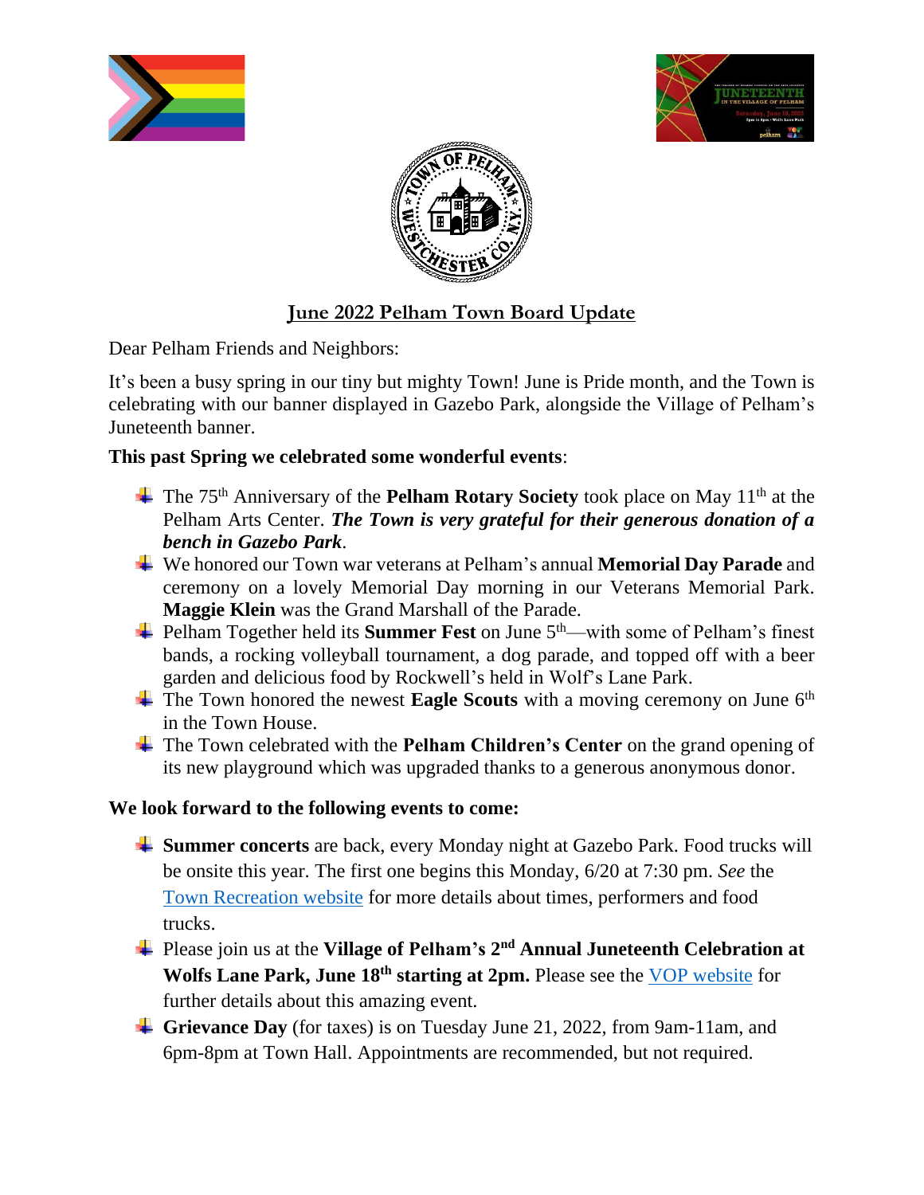# June 2022 Pelham Town Board Update

Dear Pelham Friends and Neighbors:

It's been a busy spring in our tiny but mighty Town! June is Pride month, and the Town is celebrating with our banner displayed in Gazebo Park, alongside the Village of Pelham's Juneteenth banner.

**This past Spring we celebrated some wonderful events**:

- The 75th Anniversary of the **Pelham Rotary Society** took place on May 11th at the Pelham Arts Center. ***The Town is very grateful for their generous donation of a bench in Gazebo Park***.
- We honored our Town war veterans at Pelham's annual **Memorial Day Parade** and ceremony on a lovely Memorial Day morning in our Veterans Memorial Park. **Maggie Klein** was the Grand Marshall of the Parade.
- Pelham Together held its **Summer Fest** on June 5th—with some of Pelham's finest bands, a rocking volleyball tournament, a dog parade, and topped off with a beer garden and delicious food by Rockwell's held in Wolf's Lane Park.
- The Town honored the newest **Eagle Scouts** with a moving ceremony on June 6th in the Town House.
- The Town celebrated with the **Pelham Children's Center** on the grand opening of its new playground which was upgraded thanks to a generous anonymous donor.

**We look forward to the following events to come:**

- **Summer concerts** are back, every Monday night at Gazebo Park. Food trucks will be onsite this year. The first one begins this Monday, 6/20 at 7:30 pm. *See* the Town Recreation website for more details about times, performers and food trucks.
- Please join us at the **Village of Pelham's 2nd Annual Juneteenth Celebration at Wolfs Lane Park, June 18th starting at 2pm.** Please see the VOP website for further details about this amazing event.
- **Grievance Day** (for taxes) is on Tuesday June 21, 2022, from 9am-11am, and 6pm-8pm at Town Hall. Appointments are recommended, but not required.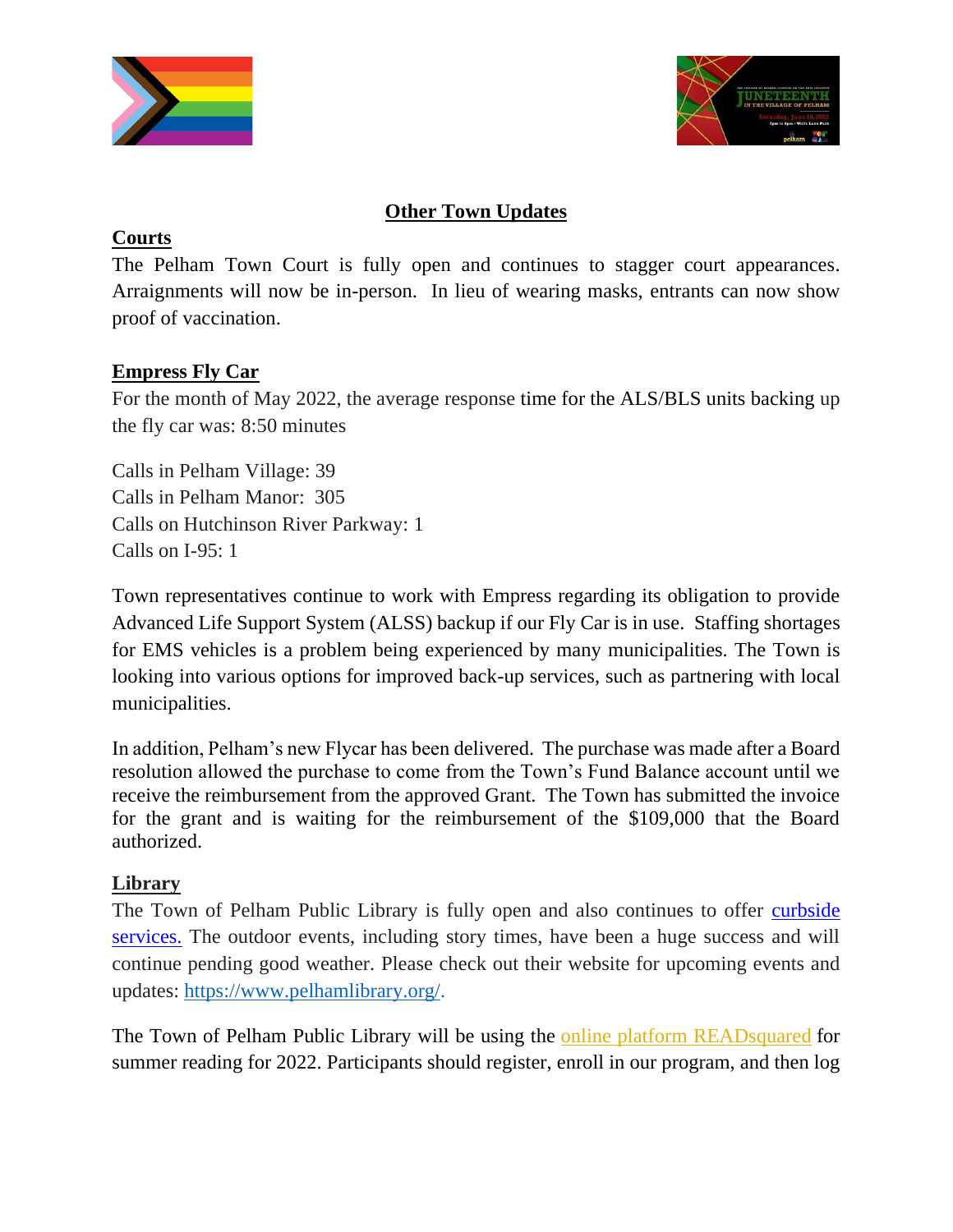## Other Town Updates

### Courts

The Pelham Town Court is fully open and continues to stagger court appearances. Arraignments will now be in-person. In lieu of wearing masks, entrants can now show proof of vaccination.

### Empress Fly Car

For the month of May 2022, the average response time for the ALS/BLS units backing up the fly car was: 8:50 minutes

Calls in Pelham Village: 39
Calls in Pelham Manor: 305
Calls on Hutchinson River Parkway: 1
Calls on I-95: 1

Town representatives continue to work with Empress regarding its obligation to provide Advanced Life Support System (ALSS) backup if our Fly Car is in use. Staffing shortages for EMS vehicles is a problem being experienced by many municipalities. The Town is looking into various options for improved back-up services, such as partnering with local municipalities.

In addition, Pelham's new Flycar has been delivered. The purchase was made after a Board resolution allowed the purchase to come from the Town's Fund Balance account until we receive the reimbursement from the approved Grant. The Town has submitted the invoice for the grant and is waiting for the reimbursement of the $109,000 that the Board authorized.

### Library

The Town of Pelham Public Library is fully open and also continues to offer curbside services. The outdoor events, including story times, have been a huge success and will continue pending good weather. Please check out their website for upcoming events and updates: https://www.pelhamlibrary.org/.

The Town of Pelham Public Library will be using the online platform READsquared for summer reading for 2022. Participants should register, enroll in our program, and then log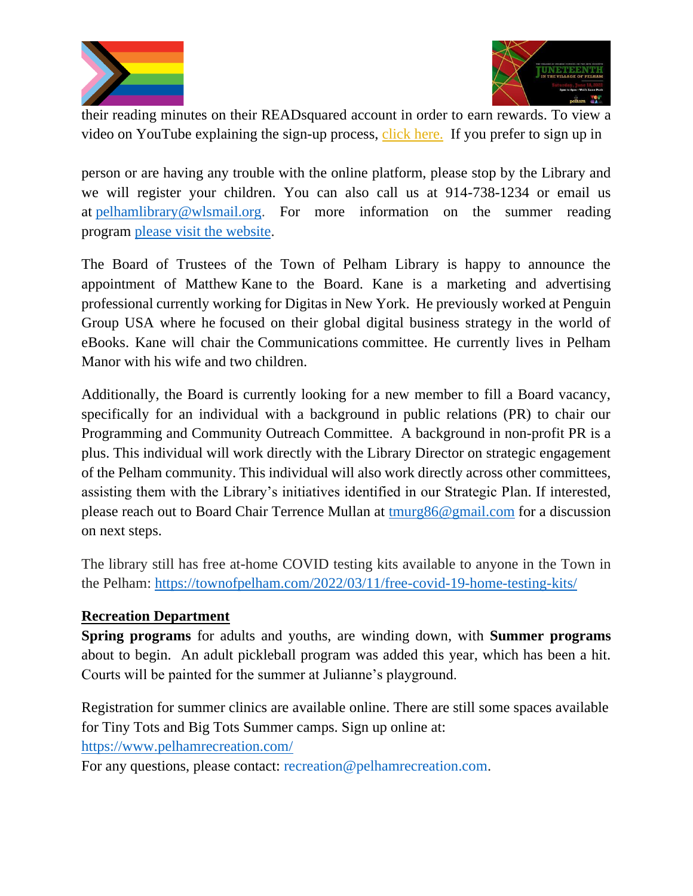their reading minutes on their READsquared account in order to earn rewards. To view a video on YouTube explaining the sign-up process, click here. If you prefer to sign up in

person or are having any trouble with the online platform, please stop by the Library and we will register your children. You can also call us at 914-738-1234 or email us at pelhamlibrary@wlsmail.org. For more information on the summer reading program please visit the website.

The Board of Trustees of the Town of Pelham Library is happy to announce the appointment of Matthew Kane to the Board. Kane is a marketing and advertising professional currently working for Digitas in New York. He previously worked at Penguin Group USA where he focused on their global digital business strategy in the world of eBooks. Kane will chair the Communications committee. He currently lives in Pelham Manor with his wife and two children.

Additionally, the Board is currently looking for a new member to fill a Board vacancy, specifically for an individual with a background in public relations (PR) to chair our Programming and Community Outreach Committee. A background in non-profit PR is a plus. This individual will work directly with the Library Director on strategic engagement of the Pelham community. This individual will also work directly across other committees, assisting them with the Library's initiatives identified in our Strategic Plan. If interested, please reach out to Board Chair Terrence Mullan at tmurg86@gmail.com for a discussion on next steps.

The library still has free at-home COVID testing kits available to anyone in the Town in the Pelham: https://townofpelham.com/2022/03/11/free-covid-19-home-testing-kits/

**Recreation Department**

**Spring programs** for adults and youths, are winding down, with **Summer programs** about to begin. An adult pickleball program was added this year, which has been a hit. Courts will be painted for the summer at Julianne's playground.

Registration for summer clinics are available online. There are still some spaces available for Tiny Tots and Big Tots Summer camps. Sign up online at:
https://www.pelhamrecreation.com/
For any questions, please contact: recreation@pelhamrecreation.com.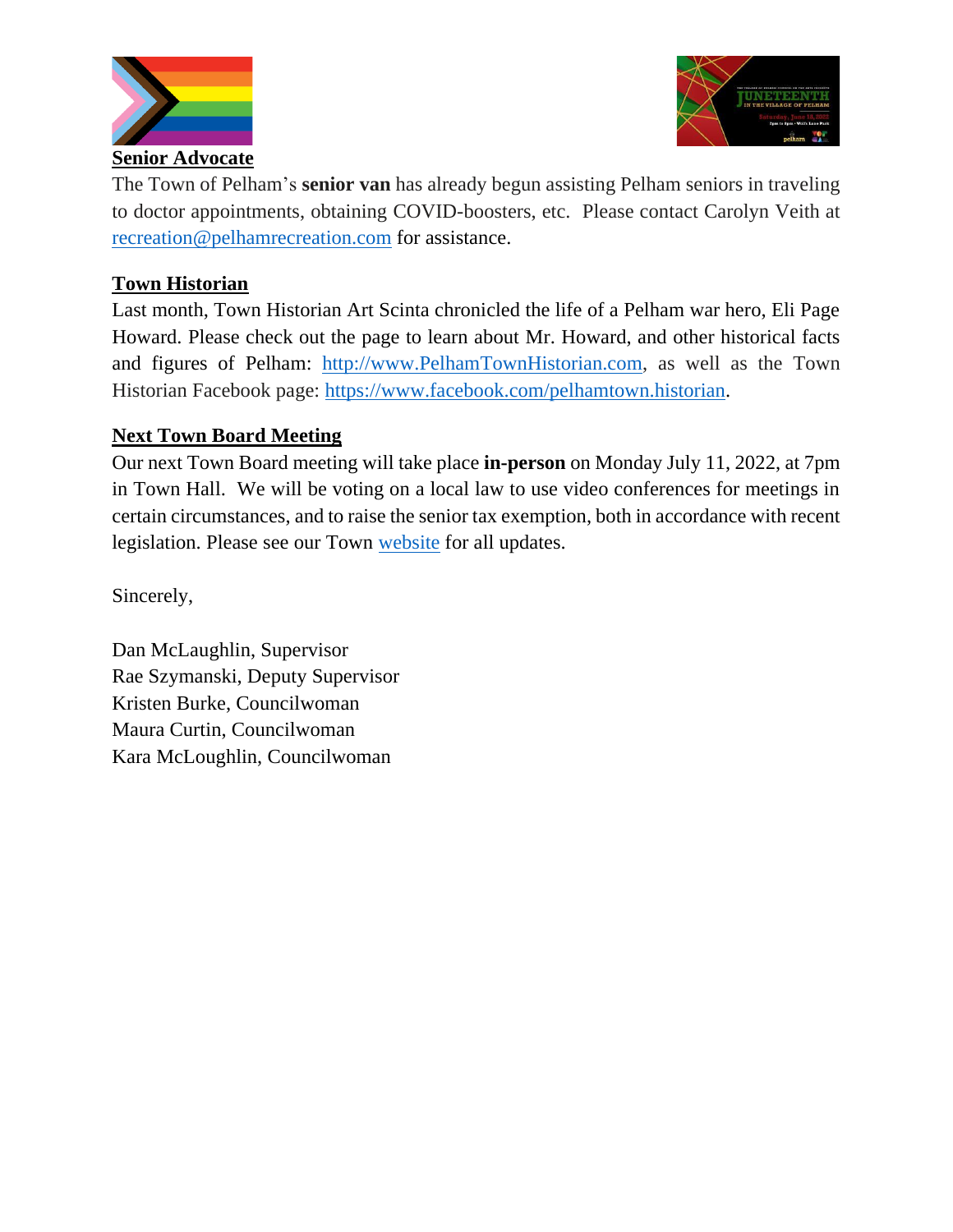**Senior Advocate**

The Town of Pelham's **senior van** has already begun assisting Pelham seniors in traveling to doctor appointments, obtaining COVID-boosters, etc. Please contact Carolyn Veith at recreation@pelhamrecreation.com for assistance.

**Town Historian**

Last month, Town Historian Art Scinta chronicled the life of a Pelham war hero, Eli Page Howard. Please check out the page to learn about Mr. Howard, and other historical facts and figures of Pelham: http://www.PelhamTownHistorian.com, as well as the Town Historian Facebook page: https://www.facebook.com/pelhamtown.historian.

**Next Town Board Meeting**

Our next Town Board meeting will take place **in-person** on Monday July 11, 2022, at 7pm in Town Hall. We will be voting on a local law to use video conferences for meetings in certain circumstances, and to raise the senior tax exemption, both in accordance with recent legislation. Please see our Town website for all updates.

Sincerely,

Dan McLaughlin, Supervisor
Rae Szymanski, Deputy Supervisor
Kristen Burke, Councilwoman
Maura Curtin, Councilwoman
Kara McLoughlin, Councilwoman